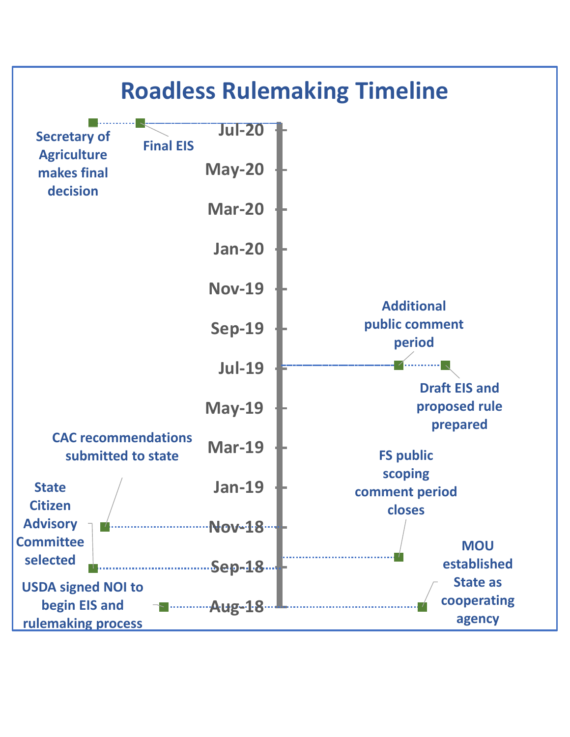# Roadless Rulemaking Timeline

- **Aug-18**: USDA signed NOI to begin EIS and rulemaking process
- **Aug-18**: MOU established State as cooperating agency
- **Sep-18**: State Citizen Advisory Committee selected
- **Oct-18**: FS public scoping comment period closes
- **Nov-18**: CAC recommendations submitted to state
- **Jul-19**: Draft EIS and proposed rule prepared
- **Jul-19**: Additional public comment period
- **Jul-20**: Final EIS
- **Jul-20**: Secretary of Agriculture makes final decision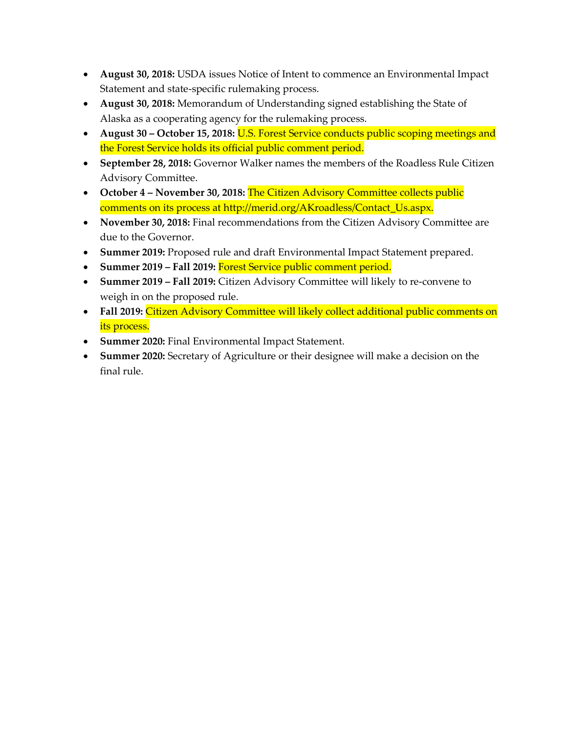- **August 30, 2018:** USDA issues Notice of Intent to commence an Environmental Impact Statement and state-specific rulemaking process.
- **August 30, 2018:** Memorandum of Understanding signed establishing the State of Alaska as a cooperating agency for the rulemaking process.
- **August 30 – October 15, 2018:** U.S. Forest Service conducts public scoping meetings and the Forest Service holds its official public comment period.
- **September 28, 2018:** Governor Walker names the members of the Roadless Rule Citizen Advisory Committee.
- **October 4 – November 30, 2018:** The Citizen Advisory Committee collects public comments on its process at http://merid.org/AKroadless/Contact_Us.aspx.
- **November 30, 2018:** Final recommendations from the Citizen Advisory Committee are due to the Governor.
- **Summer 2019:** Proposed rule and draft Environmental Impact Statement prepared.
- **Summer 2019 – Fall 2019:** Forest Service public comment period.
- **Summer 2019 – Fall 2019:** Citizen Advisory Committee will likely to re-convene to weigh in on the proposed rule.
- **Fall 2019:** Citizen Advisory Committee will likely collect additional public comments on its process.
- **Summer 2020:** Final Environmental Impact Statement.
- **Summer 2020:** Secretary of Agriculture or their designee will make a decision on the final rule.